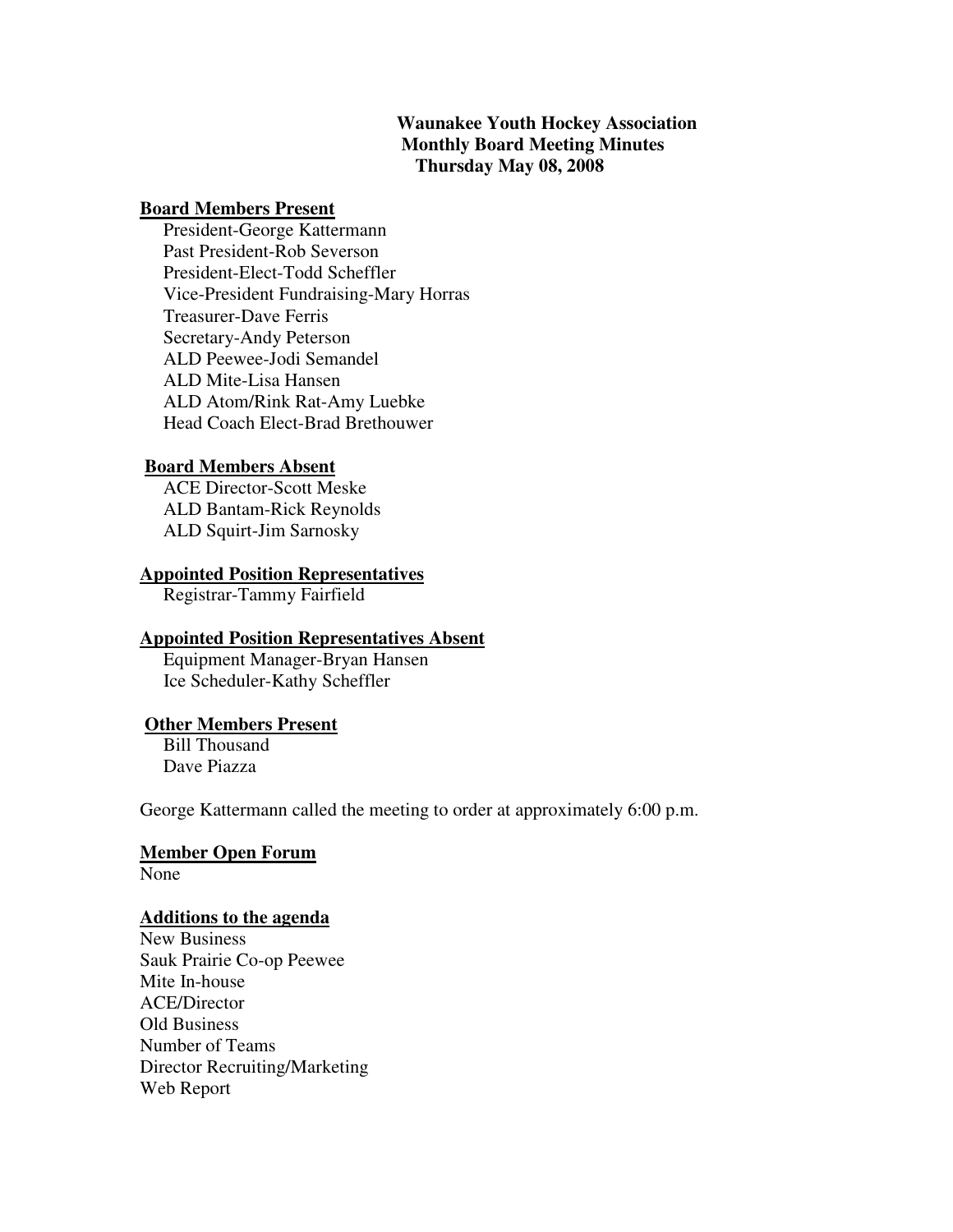**Waunakee Youth Hockey Association**
**Monthly Board Meeting Minutes**
**Thursday May 08, 2008**

**Board Members Present**

President-George Kattermann
Past President-Rob Severson
President-Elect-Todd Scheffler
Vice-President Fundraising-Mary Horras
Treasurer-Dave Ferris
Secretary-Andy Peterson
ALD Peewee-Jodi Semandel
ALD Mite-Lisa Hansen
ALD Atom/Rink Rat-Amy Luebke
Head Coach Elect-Brad Brethouwer

**Board Members Absent**

ACE Director-Scott Meske
ALD Bantam-Rick Reynolds
ALD Squirt-Jim Sarnosky

**Appointed Position Representatives**

Registrar-Tammy Fairfield

**Appointed Position Representatives Absent**

Equipment Manager-Bryan Hansen
Ice Scheduler-Kathy Scheffler

**Other Members Present**

Bill Thousand
Dave Piazza

George Kattermann called the meeting to order at approximately 6:00 p.m.

**Member Open Forum**

None

**Additions to the agenda**

New Business
Sauk Prairie Co-op Peewee
Mite In-house
ACE/Director
Old Business
Number of Teams
Director Recruiting/Marketing
Web Report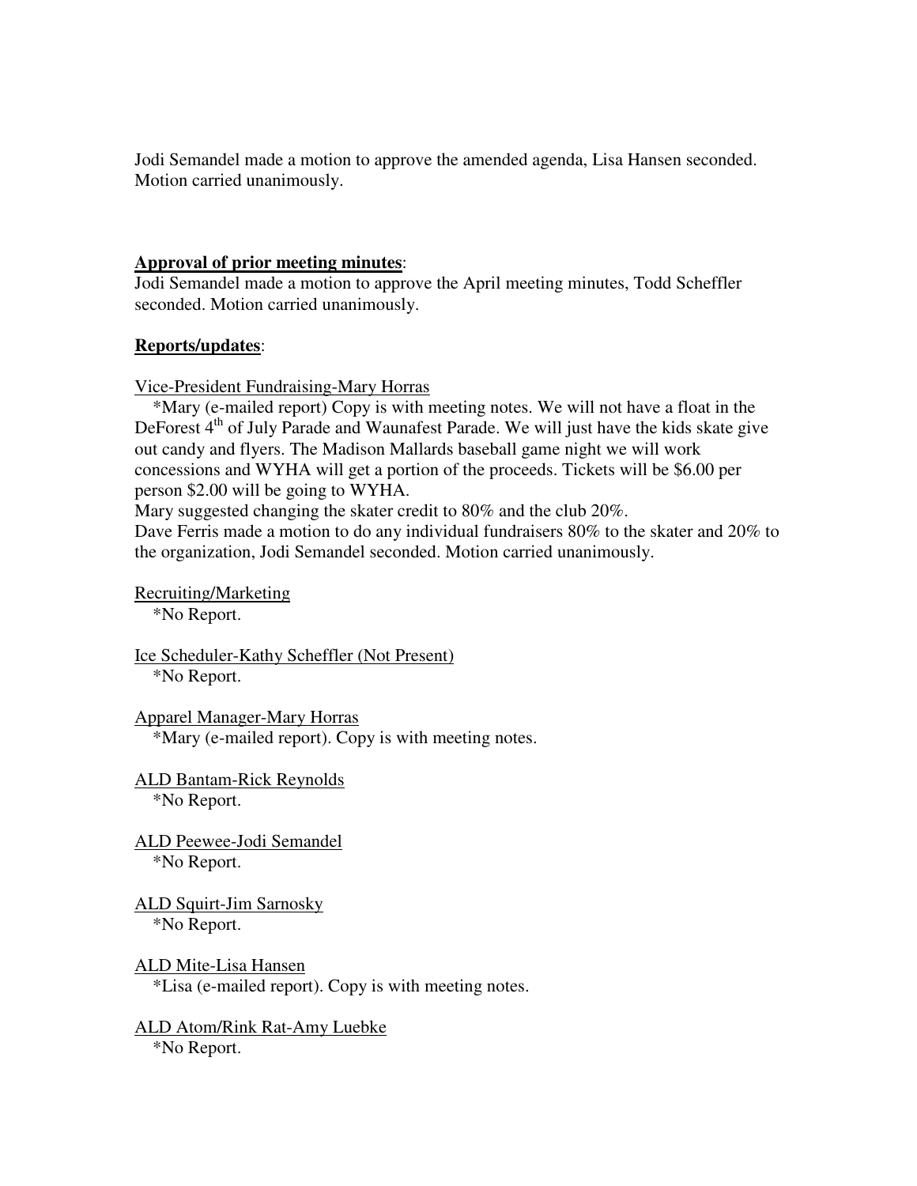Jodi Semandel made a motion to approve the amended agenda, Lisa Hansen seconded. Motion carried unanimously.

**Approval of prior meeting minutes**:

Jodi Semandel made a motion to approve the April meeting minutes, Todd Scheffler seconded. Motion carried unanimously.

**Reports/updates**:

Vice-President Fundraising-Mary Horras

*Mary (e-mailed report) Copy is with meeting notes. We will not have a float in the DeForest 4th of July Parade and Waunafest Parade. We will just have the kids skate give out candy and flyers. The Madison Mallards baseball game night we will work concessions and WYHA will get a portion of the proceeds. Tickets will be $6.00 per person $2.00 will be going to WYHA.

Mary suggested changing the skater credit to 80% and the club 20%.

Dave Ferris made a motion to do any individual fundraisers 80% to the skater and 20% to the organization, Jodi Semandel seconded. Motion carried unanimously.

Recruiting/Marketing

*No Report.

Ice Scheduler-Kathy Scheffler (Not Present)

*No Report.

Apparel Manager-Mary Horras

*Mary (e-mailed report). Copy is with meeting notes.

ALD Bantam-Rick Reynolds

*No Report.

ALD Peewee-Jodi Semandel

*No Report.

ALD Squirt-Jim Sarnosky

*No Report.

ALD Mite-Lisa Hansen

*Lisa (e-mailed report). Copy is with meeting notes.

ALD Atom/Rink Rat-Amy Luebke

*No Report.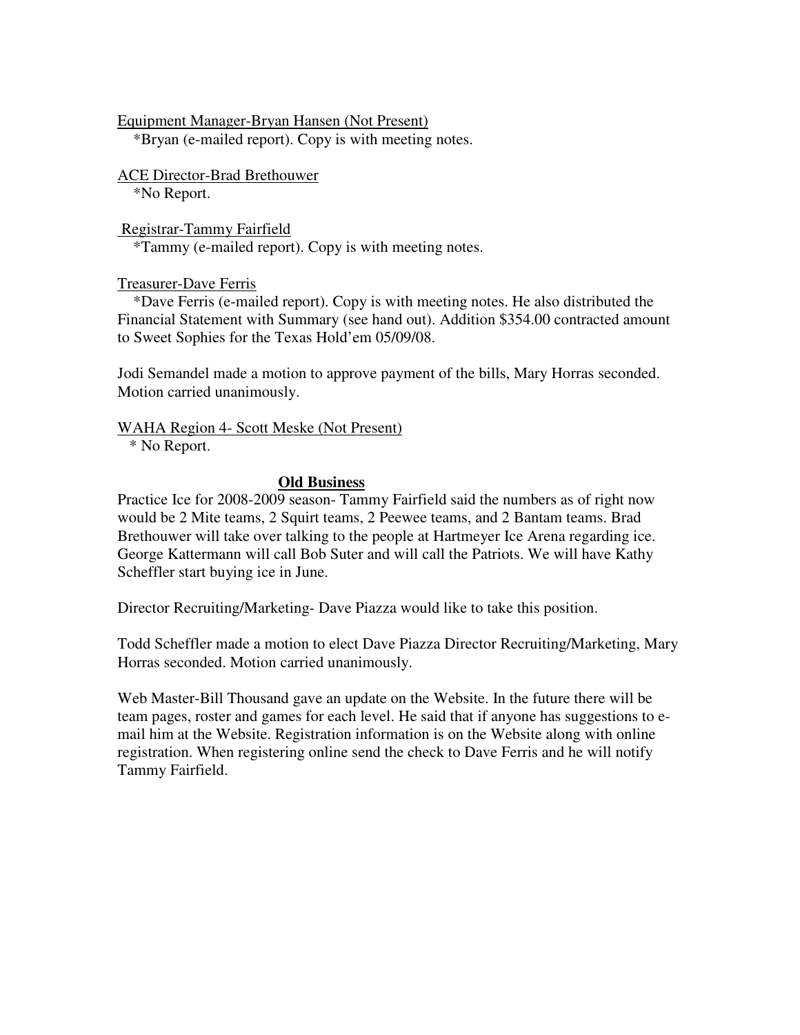Equipment Manager-Bryan Hansen (Not Present)

*Bryan (e-mailed report). Copy is with meeting notes.

ACE Director-Brad Brethouwer

*No Report.

Registrar-Tammy Fairfield

*Tammy (e-mailed report). Copy is with meeting notes.

Treasurer-Dave Ferris

*Dave Ferris (e-mailed report). Copy is with meeting notes. He also distributed the Financial Statement with Summary (see hand out). Addition $354.00 contracted amount to Sweet Sophies for the Texas Hold'em 05/09/08.

Jodi Semandel made a motion to approve payment of the bills, Mary Horras seconded. Motion carried unanimously.

WAHA Region 4- Scott Meske (Not Present)

* No Report.

## Old Business

Practice Ice for 2008-2009 season- Tammy Fairfield said the numbers as of right now would be 2 Mite teams, 2 Squirt teams, 2 Peewee teams, and 2 Bantam teams. Brad Brethouwer will take over talking to the people at Hartmeyer Ice Arena regarding ice. George Kattermann will call Bob Suter and will call the Patriots. We will have Kathy Scheffler start buying ice in June.

Director Recruiting/Marketing- Dave Piazza would like to take this position.

Todd Scheffler made a motion to elect Dave Piazza Director Recruiting/Marketing, Mary Horras seconded. Motion carried unanimously.

Web Master-Bill Thousand gave an update on the Website. In the future there will be team pages, roster and games for each level. He said that if anyone has suggestions to e-mail him at the Website. Registration information is on the Website along with online registration. When registering online send the check to Dave Ferris and he will notify Tammy Fairfield.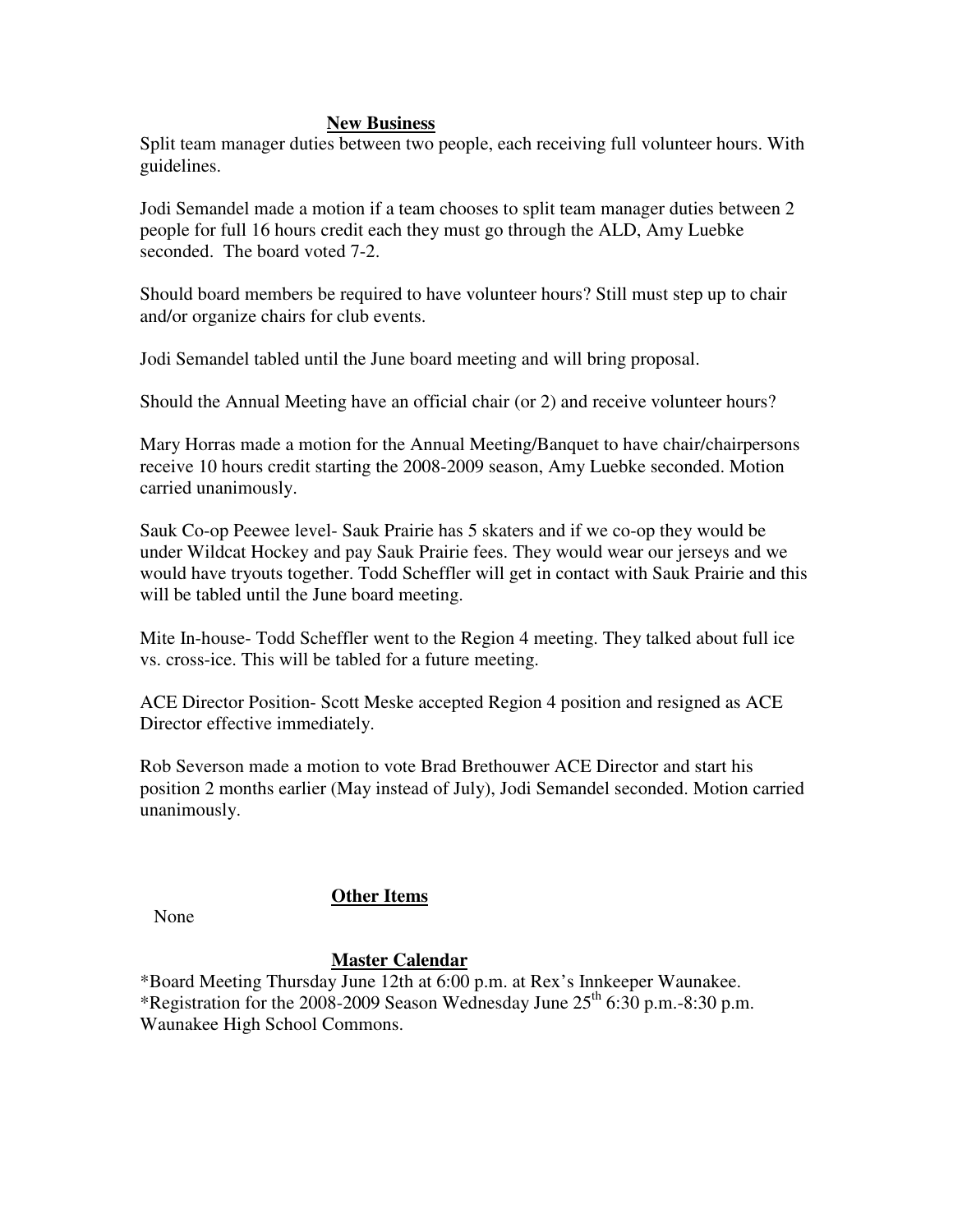## New Business

Split team manager duties between two people, each receiving full volunteer hours. With guidelines.

Jodi Semandel made a motion if a team chooses to split team manager duties between 2 people for full 16 hours credit each they must go through the ALD, Amy Luebke seconded. The board voted 7-2.

Should board members be required to have volunteer hours? Still must step up to chair and/or organize chairs for club events.

Jodi Semandel tabled until the June board meeting and will bring proposal.

Should the Annual Meeting have an official chair (or 2) and receive volunteer hours?

Mary Horras made a motion for the Annual Meeting/Banquet to have chair/chairpersons receive 10 hours credit starting the 2008-2009 season, Amy Luebke seconded. Motion carried unanimously.

Sauk Co-op Peewee level- Sauk Prairie has 5 skaters and if we co-op they would be under Wildcat Hockey and pay Sauk Prairie fees. They would wear our jerseys and we would have tryouts together. Todd Scheffler will get in contact with Sauk Prairie and this will be tabled until the June board meeting.

Mite In-house- Todd Scheffler went to the Region 4 meeting. They talked about full ice vs. cross-ice. This will be tabled for a future meeting.

ACE Director Position- Scott Meske accepted Region 4 position and resigned as ACE Director effective immediately.

Rob Severson made a motion to vote Brad Brethouwer ACE Director and start his position 2 months earlier (May instead of July), Jodi Semandel seconded. Motion carried unanimously.

## Other Items

None

## Master Calendar

*Board Meeting Thursday June 12th at 6:00 p.m. at Rex's Innkeeper Waunakee.
*Registration for the 2008-2009 Season Wednesday June 25th 6:30 p.m.-8:30 p.m. Waunakee High School Commons.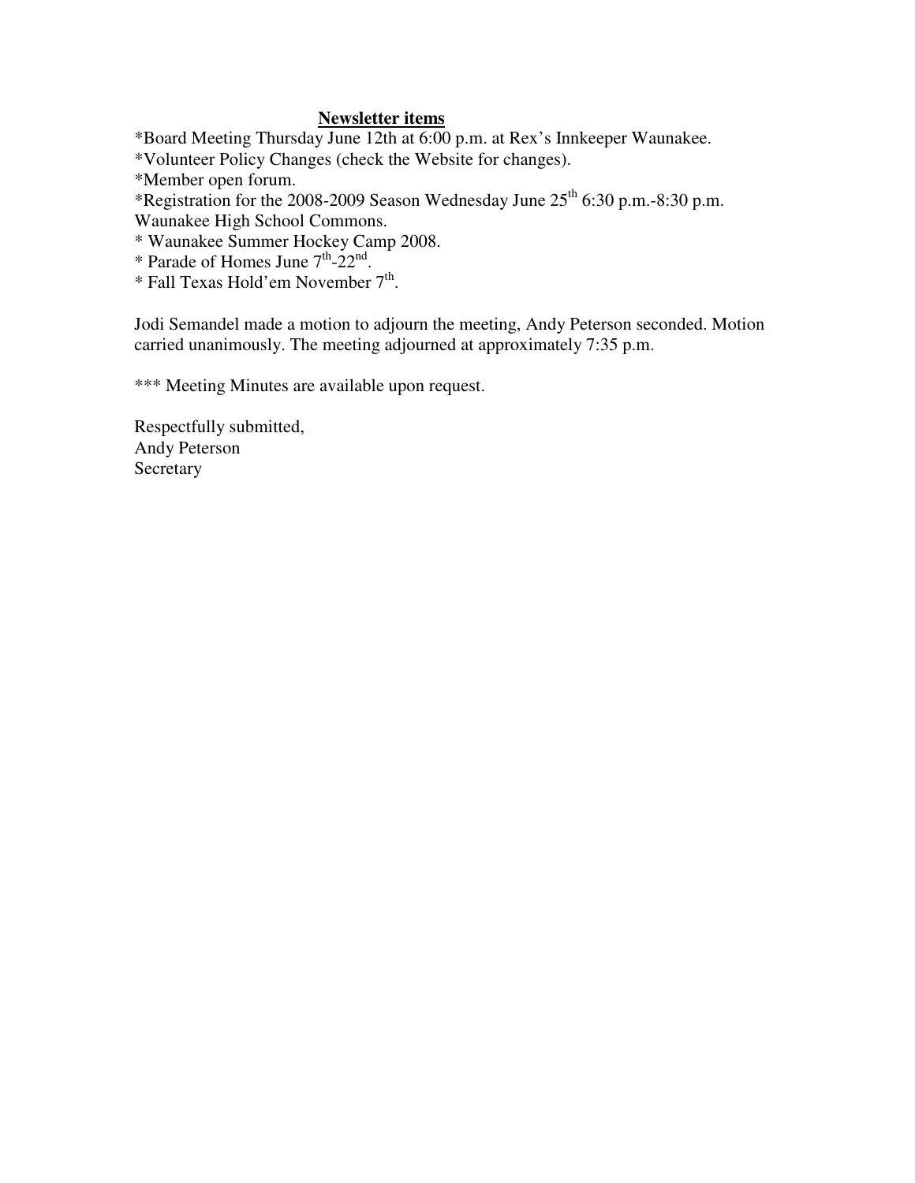**Newsletter items**

*Board Meeting Thursday June 12th at 6:00 p.m. at Rex's Innkeeper Waunakee.
*Volunteer Policy Changes (check the Website for changes).
*Member open forum.
*Registration for the 2008-2009 Season Wednesday June 25th 6:30 p.m.-8:30 p.m. Waunakee High School Commons.
* Waunakee Summer Hockey Camp 2008.
* Parade of Homes June 7th-22nd.
* Fall Texas Hold'em November 7th.

Jodi Semandel made a motion to adjourn the meeting, Andy Peterson seconded. Motion carried unanimously. The meeting adjourned at approximately 7:35 p.m.

*** Meeting Minutes are available upon request.

Respectfully submitted,
Andy Peterson
Secretary